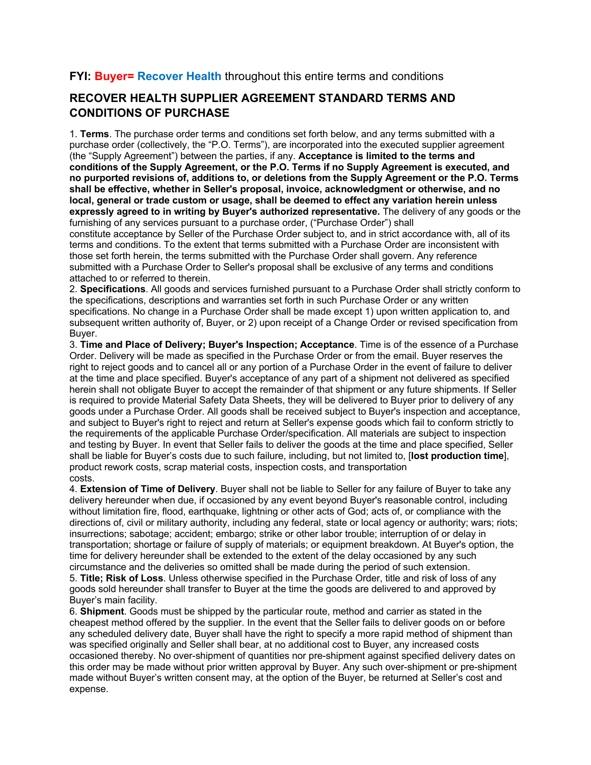**FYI: Buyer= Recover Health** throughout this entire terms and conditions

## RECOVER HEALTH SUPPLIER AGREEMENT STANDARD TERMS AND CONDITIONS OF PURCHASE

1. **Terms**. The purchase order terms and conditions set forth below, and any terms submitted with a purchase order (collectively, the "P.O. Terms"), are incorporated into the executed supplier agreement (the "Supply Agreement") between the parties, if any. **Acceptance is limited to the terms and conditions of the Supply Agreement, or the P.O. Terms if no Supply Agreement is executed, and no purported revisions of, additions to, or deletions from the Supply Agreement or the P.O. Terms shall be effective, whether in Seller's proposal, invoice, acknowledgment or otherwise, and no local, general or trade custom or usage, shall be deemed to effect any variation herein unless expressly agreed to in writing by Buyer's authorized representative.** The delivery of any goods or the furnishing of any services pursuant to a purchase order, ("Purchase Order") shall constitute acceptance by Seller of the Purchase Order subject to, and in strict accordance with, all of its terms and conditions. To the extent that terms submitted with a Purchase Order are inconsistent with those set forth herein, the terms submitted with the Purchase Order shall govern. Any reference submitted with a Purchase Order to Seller's proposal shall be exclusive of any terms and conditions attached to or referred to therein.

2. **Specifications**. All goods and services furnished pursuant to a Purchase Order shall strictly conform to the specifications, descriptions and warranties set forth in such Purchase Order or any written specifications. No change in a Purchase Order shall be made except 1) upon written application to, and subsequent written authority of, Buyer, or 2) upon receipt of a Change Order or revised specification from Buyer.

3. **Time and Place of Delivery; Buyer's Inspection; Acceptance**. Time is of the essence of a Purchase Order. Delivery will be made as specified in the Purchase Order or from the email. Buyer reserves the right to reject goods and to cancel all or any portion of a Purchase Order in the event of failure to deliver at the time and place specified. Buyer's acceptance of any part of a shipment not delivered as specified herein shall not obligate Buyer to accept the remainder of that shipment or any future shipments. If Seller is required to provide Material Safety Data Sheets, they will be delivered to Buyer prior to delivery of any goods under a Purchase Order. All goods shall be received subject to Buyer's inspection and acceptance, and subject to Buyer's right to reject and return at Seller's expense goods which fail to conform strictly to the requirements of the applicable Purchase Order/specification. All materials are subject to inspection and testing by Buyer. In event that Seller fails to deliver the goods at the time and place specified, Seller shall be liable for Buyer's costs due to such failure, including, but not limited to, [**lost production time**], product rework costs, scrap material costs, inspection costs, and transportation costs.

4. **Extension of Time of Delivery**. Buyer shall not be liable to Seller for any failure of Buyer to take any delivery hereunder when due, if occasioned by any event beyond Buyer's reasonable control, including without limitation fire, flood, earthquake, lightning or other acts of God; acts of, or compliance with the directions of, civil or military authority, including any federal, state or local agency or authority; wars; riots; insurrections; sabotage; accident; embargo; strike or other labor trouble; interruption of or delay in transportation; shortage or failure of supply of materials; or equipment breakdown. At Buyer's option, the time for delivery hereunder shall be extended to the extent of the delay occasioned by any such circumstance and the deliveries so omitted shall be made during the period of such extension.

5. **Title; Risk of Loss**. Unless otherwise specified in the Purchase Order, title and risk of loss of any goods sold hereunder shall transfer to Buyer at the time the goods are delivered to and approved by Buyer's main facility.

6. **Shipment**. Goods must be shipped by the particular route, method and carrier as stated in the cheapest method offered by the supplier. In the event that the Seller fails to deliver goods on or before any scheduled delivery date, Buyer shall have the right to specify a more rapid method of shipment than was specified originally and Seller shall bear, at no additional cost to Buyer, any increased costs occasioned thereby. No over-shipment of quantities nor pre-shipment against specified delivery dates on this order may be made without prior written approval by Buyer. Any such over-shipment or pre-shipment made without Buyer's written consent may, at the option of the Buyer, be returned at Seller's cost and expense.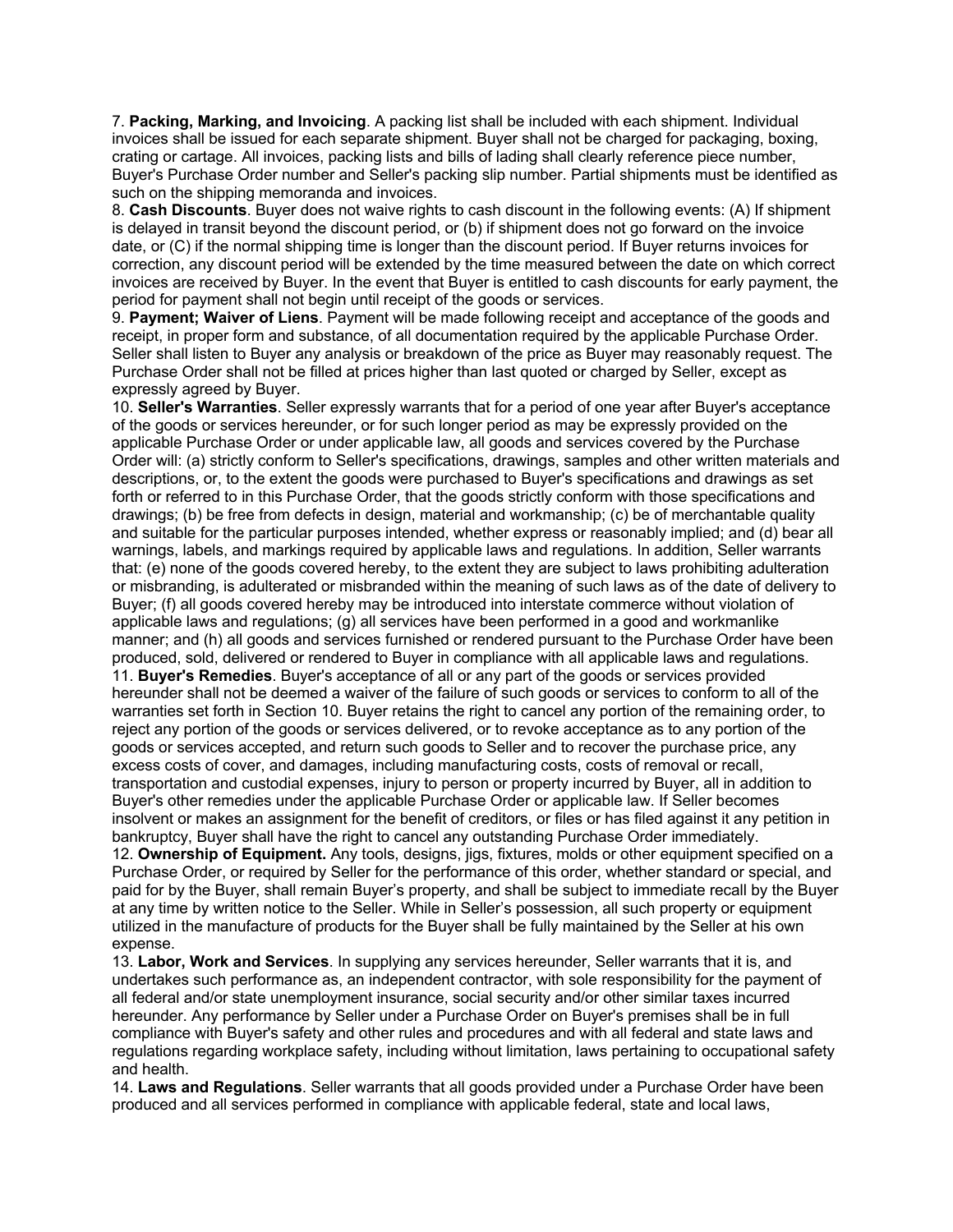7. **Packing, Marking, and Invoicing**. A packing list shall be included with each shipment. Individual invoices shall be issued for each separate shipment. Buyer shall not be charged for packaging, boxing, crating or cartage. All invoices, packing lists and bills of lading shall clearly reference piece number, Buyer's Purchase Order number and Seller's packing slip number. Partial shipments must be identified as such on the shipping memoranda and invoices.

8. **Cash Discounts**. Buyer does not waive rights to cash discount in the following events: (A) If shipment is delayed in transit beyond the discount period, or (b) if shipment does not go forward on the invoice date, or (C) if the normal shipping time is longer than the discount period. If Buyer returns invoices for correction, any discount period will be extended by the time measured between the date on which correct invoices are received by Buyer. In the event that Buyer is entitled to cash discounts for early payment, the period for payment shall not begin until receipt of the goods or services.

9. **Payment; Waiver of Liens**. Payment will be made following receipt and acceptance of the goods and receipt, in proper form and substance, of all documentation required by the applicable Purchase Order. Seller shall listen to Buyer any analysis or breakdown of the price as Buyer may reasonably request. The Purchase Order shall not be filled at prices higher than last quoted or charged by Seller, except as expressly agreed by Buyer.

10. **Seller's Warranties**. Seller expressly warrants that for a period of one year after Buyer's acceptance of the goods or services hereunder, or for such longer period as may be expressly provided on the applicable Purchase Order or under applicable law, all goods and services covered by the Purchase Order will: (a) strictly conform to Seller's specifications, drawings, samples and other written materials and descriptions, or, to the extent the goods were purchased to Buyer's specifications and drawings as set forth or referred to in this Purchase Order, that the goods strictly conform with those specifications and drawings; (b) be free from defects in design, material and workmanship; (c) be of merchantable quality and suitable for the particular purposes intended, whether express or reasonably implied; and (d) bear all warnings, labels, and markings required by applicable laws and regulations. In addition, Seller warrants that: (e) none of the goods covered hereby, to the extent they are subject to laws prohibiting adulteration or misbranding, is adulterated or misbranded within the meaning of such laws as of the date of delivery to Buyer; (f) all goods covered hereby may be introduced into interstate commerce without violation of applicable laws and regulations; (g) all services have been performed in a good and workmanlike manner; and (h) all goods and services furnished or rendered pursuant to the Purchase Order have been produced, sold, delivered or rendered to Buyer in compliance with all applicable laws and regulations.

11. **Buyer's Remedies**. Buyer's acceptance of all or any part of the goods or services provided hereunder shall not be deemed a waiver of the failure of such goods or services to conform to all of the warranties set forth in Section 10. Buyer retains the right to cancel any portion of the remaining order, to reject any portion of the goods or services delivered, or to revoke acceptance as to any portion of the goods or services accepted, and return such goods to Seller and to recover the purchase price, any excess costs of cover, and damages, including manufacturing costs, costs of removal or recall, transportation and custodial expenses, injury to person or property incurred by Buyer, all in addition to Buyer's other remedies under the applicable Purchase Order or applicable law. If Seller becomes insolvent or makes an assignment for the benefit of creditors, or files or has filed against it any petition in bankruptcy, Buyer shall have the right to cancel any outstanding Purchase Order immediately.

12. **Ownership of Equipment.** Any tools, designs, jigs, fixtures, molds or other equipment specified on a Purchase Order, or required by Seller for the performance of this order, whether standard or special, and paid for by the Buyer, shall remain Buyer's property, and shall be subject to immediate recall by the Buyer at any time by written notice to the Seller. While in Seller's possession, all such property or equipment utilized in the manufacture of products for the Buyer shall be fully maintained by the Seller at his own expense.

13. **Labor, Work and Services**. In supplying any services hereunder, Seller warrants that it is, and undertakes such performance as, an independent contractor, with sole responsibility for the payment of all federal and/or state unemployment insurance, social security and/or other similar taxes incurred hereunder. Any performance by Seller under a Purchase Order on Buyer's premises shall be in full compliance with Buyer's safety and other rules and procedures and with all federal and state laws and regulations regarding workplace safety, including without limitation, laws pertaining to occupational safety and health.

14. **Laws and Regulations**. Seller warrants that all goods provided under a Purchase Order have been produced and all services performed in compliance with applicable federal, state and local laws,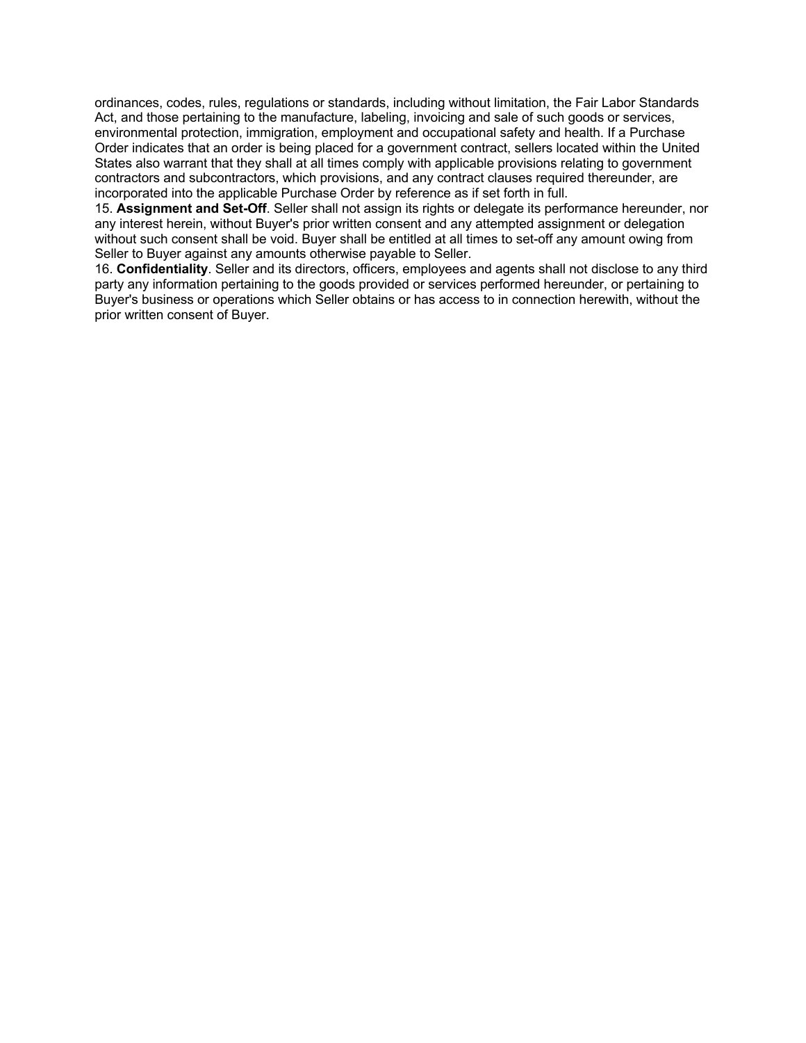ordinances, codes, rules, regulations or standards, including without limitation, the Fair Labor Standards Act, and those pertaining to the manufacture, labeling, invoicing and sale of such goods or services, environmental protection, immigration, employment and occupational safety and health. If a Purchase Order indicates that an order is being placed for a government contract, sellers located within the United States also warrant that they shall at all times comply with applicable provisions relating to government contractors and subcontractors, which provisions, and any contract clauses required thereunder, are incorporated into the applicable Purchase Order by reference as if set forth in full.

15. **Assignment and Set-Off**. Seller shall not assign its rights or delegate its performance hereunder, nor any interest herein, without Buyer's prior written consent and any attempted assignment or delegation without such consent shall be void. Buyer shall be entitled at all times to set-off any amount owing from Seller to Buyer against any amounts otherwise payable to Seller.

16. **Confidentiality**. Seller and its directors, officers, employees and agents shall not disclose to any third party any information pertaining to the goods provided or services performed hereunder, or pertaining to Buyer's business or operations which Seller obtains or has access to in connection herewith, without the prior written consent of Buyer.